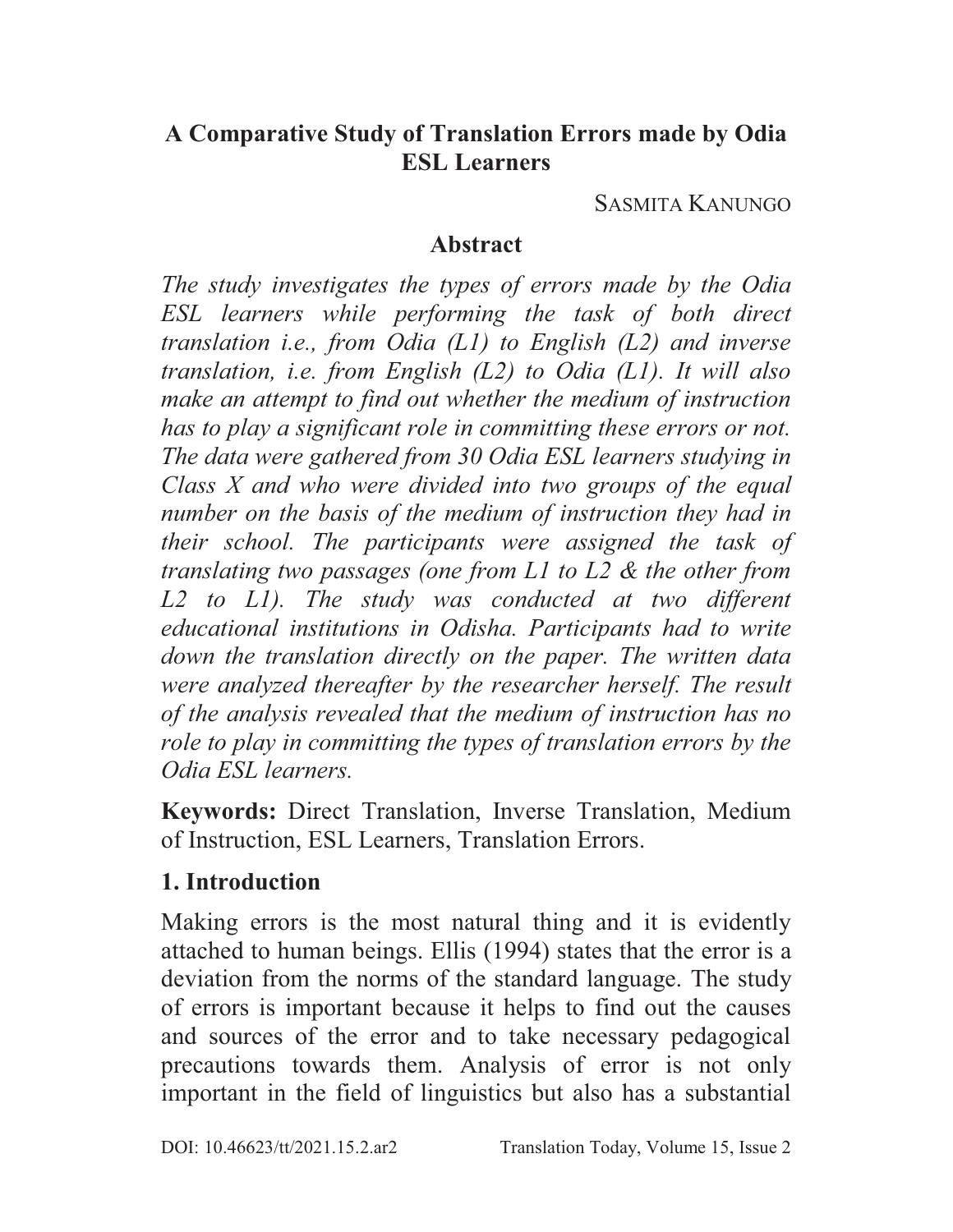# A Comparative Study of Translation Errors made by Odia ESL Learners

SASMITA KANUNGO

## Abstract

*The study investigates the types of errors made by the Odia ESL learners while performing the task of both direct translation i.e., from Odia (L1) to English (L2) and inverse translation, i.e. from English (L2) to Odia (L1). It will also make an attempt to find out whether the medium of instruction has to play a significant role in committing these errors or not. The data were gathered from 30 Odia ESL learners studying in Class X and who were divided into two groups of the equal number on the basis of the medium of instruction they had in their school. The participants were assigned the task of translating two passages (one from L1 to L2 & the other from L2 to L1). The study was conducted at two different educational institutions in Odisha. Participants had to write down the translation directly on the paper. The written data were analyzed thereafter by the researcher herself. The result of the analysis revealed that the medium of instruction has no role to play in committing the types of translation errors by the Odia ESL learners.*

**Keywords:** Direct Translation, Inverse Translation, Medium of Instruction, ESL Learners, Translation Errors.

## 1. Introduction

Making errors is the most natural thing and it is evidently attached to human beings. Ellis (1994) states that the error is a deviation from the norms of the standard language. The study of errors is important because it helps to find out the causes and sources of the error and to take necessary pedagogical precautions towards them. Analysis of error is not only important in the field of linguistics but also has a substantial

DOI: 10.46623/tt/2021.15.2.ar2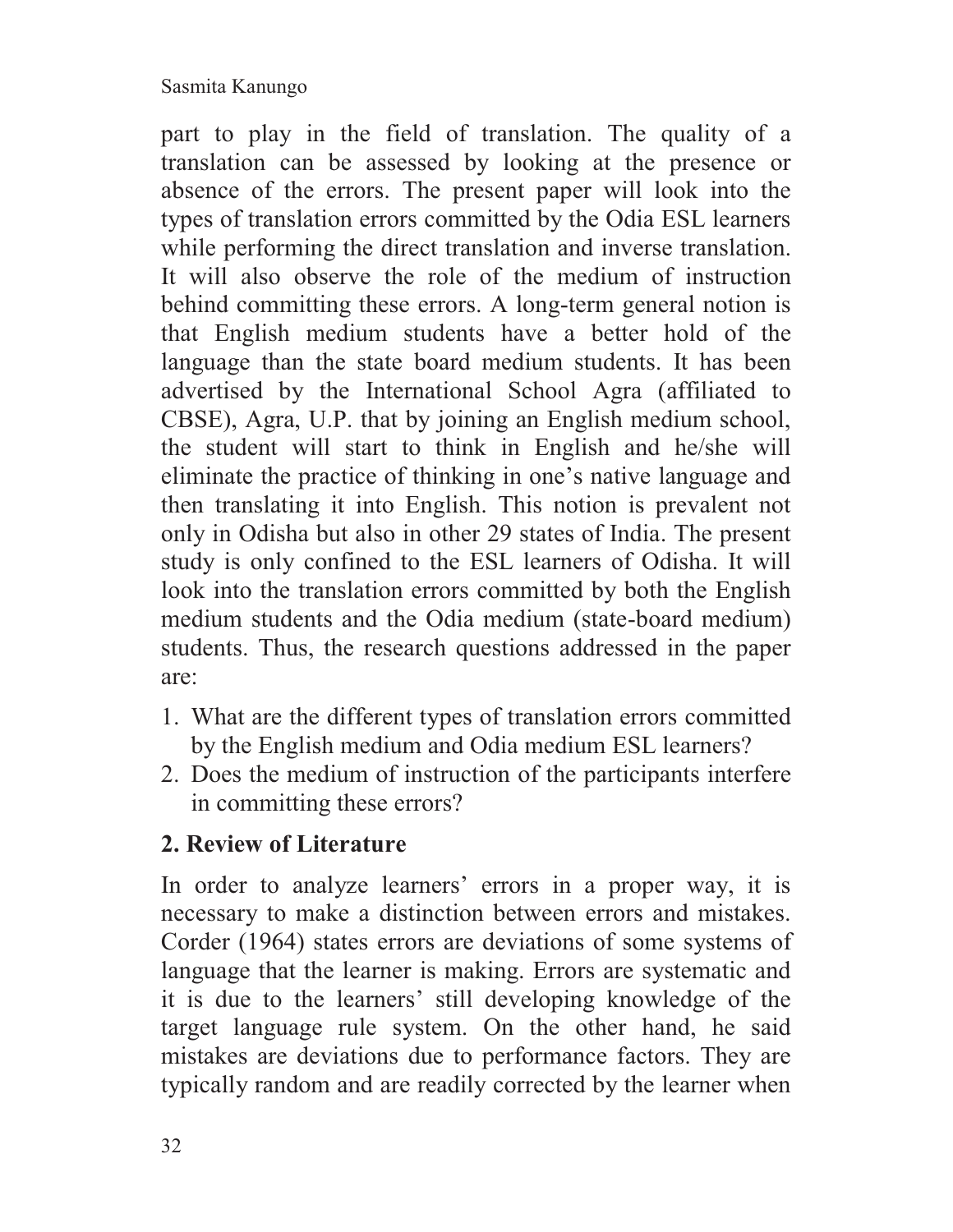part to play in the field of translation. The quality of a translation can be assessed by looking at the presence or absence of the errors. The present paper will look into the types of translation errors committed by the Odia ESL learners while performing the direct translation and inverse translation. It will also observe the role of the medium of instruction behind committing these errors. A long-term general notion is that English medium students have a better hold of the language than the state board medium students. It has been advertised by the International School Agra (affiliated to CBSE), Agra, U.P. that by joining an English medium school, the student will start to think in English and he/she will eliminate the practice of thinking in one's native language and then translating it into English. This notion is prevalent not only in Odisha but also in other 29 states of India. The present study is only confined to the ESL learners of Odisha. It will look into the translation errors committed by both the English medium students and the Odia medium (state-board medium) students. Thus, the research questions addressed in the paper are:

1. What are the different types of translation errors committed by the English medium and Odia medium ESL learners?
2. Does the medium of instruction of the participants interfere in committing these errors?

## 2. Review of Literature

In order to analyze learners' errors in a proper way, it is necessary to make a distinction between errors and mistakes. Corder (1964) states errors are deviations of some systems of language that the learner is making. Errors are systematic and it is due to the learners' still developing knowledge of the target language rule system. On the other hand, he said mistakes are deviations due to performance factors. They are typically random and are readily corrected by the learner when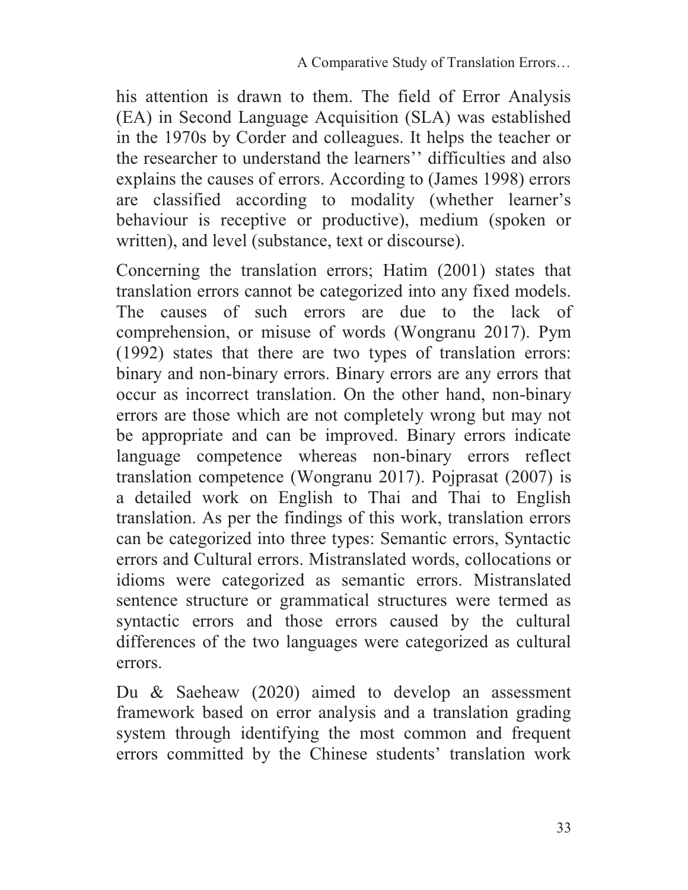his attention is drawn to them. The field of Error Analysis (EA) in Second Language Acquisition (SLA) was established in the 1970s by Corder and colleagues. It helps the teacher or the researcher to understand the learners'' difficulties and also explains the causes of errors. According to (James 1998) errors are classified according to modality (whether learner's behaviour is receptive or productive), medium (spoken or written), and level (substance, text or discourse).

Concerning the translation errors; Hatim (2001) states that translation errors cannot be categorized into any fixed models. The causes of such errors are due to the lack of comprehension, or misuse of words (Wongranu 2017). Pym (1992) states that there are two types of translation errors: binary and non-binary errors. Binary errors are any errors that occur as incorrect translation. On the other hand, non-binary errors are those which are not completely wrong but may not be appropriate and can be improved. Binary errors indicate language competence whereas non-binary errors reflect translation competence (Wongranu 2017). Pojprasat (2007) is a detailed work on English to Thai and Thai to English translation. As per the findings of this work, translation errors can be categorized into three types: Semantic errors, Syntactic errors and Cultural errors. Mistranslated words, collocations or idioms were categorized as semantic errors. Mistranslated sentence structure or grammatical structures were termed as syntactic errors and those errors caused by the cultural differences of the two languages were categorized as cultural errors.

Du & Saeheaw (2020) aimed to develop an assessment framework based on error analysis and a translation grading system through identifying the most common and frequent errors committed by the Chinese students' translation work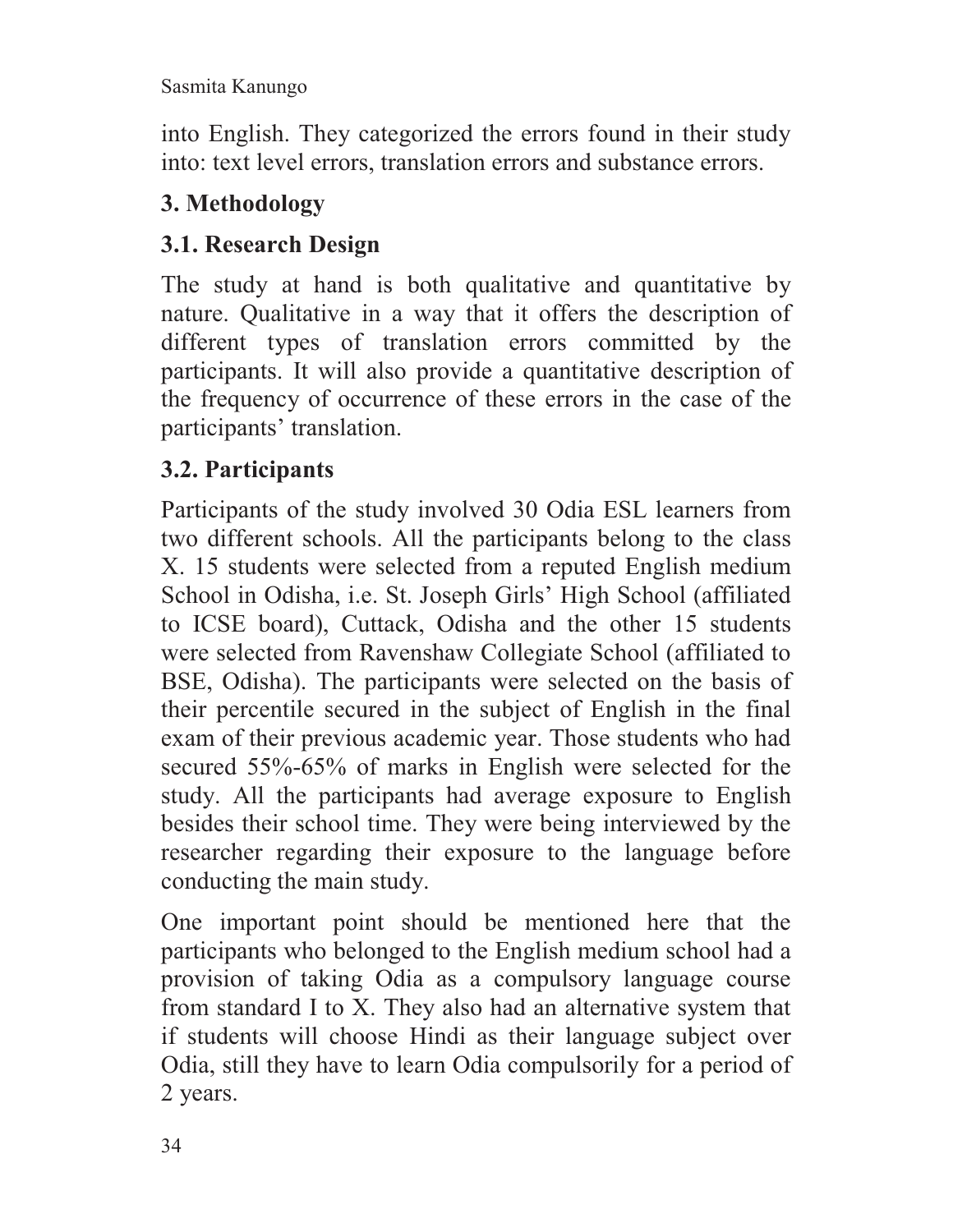into English. They categorized the errors found in their study into: text level errors, translation errors and substance errors.

## 3. Methodology

### 3.1. Research Design

The study at hand is both qualitative and quantitative by nature. Qualitative in a way that it offers the description of different types of translation errors committed by the participants. It will also provide a quantitative description of the frequency of occurrence of these errors in the case of the participants' translation.

### 3.2. Participants

Participants of the study involved 30 Odia ESL learners from two different schools. All the participants belong to the class X. 15 students were selected from a reputed English medium School in Odisha, i.e. St. Joseph Girls' High School (affiliated to ICSE board), Cuttack, Odisha and the other 15 students were selected from Ravenshaw Collegiate School (affiliated to BSE, Odisha). The participants were selected on the basis of their percentile secured in the subject of English in the final exam of their previous academic year. Those students who had secured 55%-65% of marks in English were selected for the study. All the participants had average exposure to English besides their school time. They were being interviewed by the researcher regarding their exposure to the language before conducting the main study.

One important point should be mentioned here that the participants who belonged to the English medium school had a provision of taking Odia as a compulsory language course from standard I to X. They also had an alternative system that if students will choose Hindi as their language subject over Odia, still they have to learn Odia compulsorily for a period of 2 years.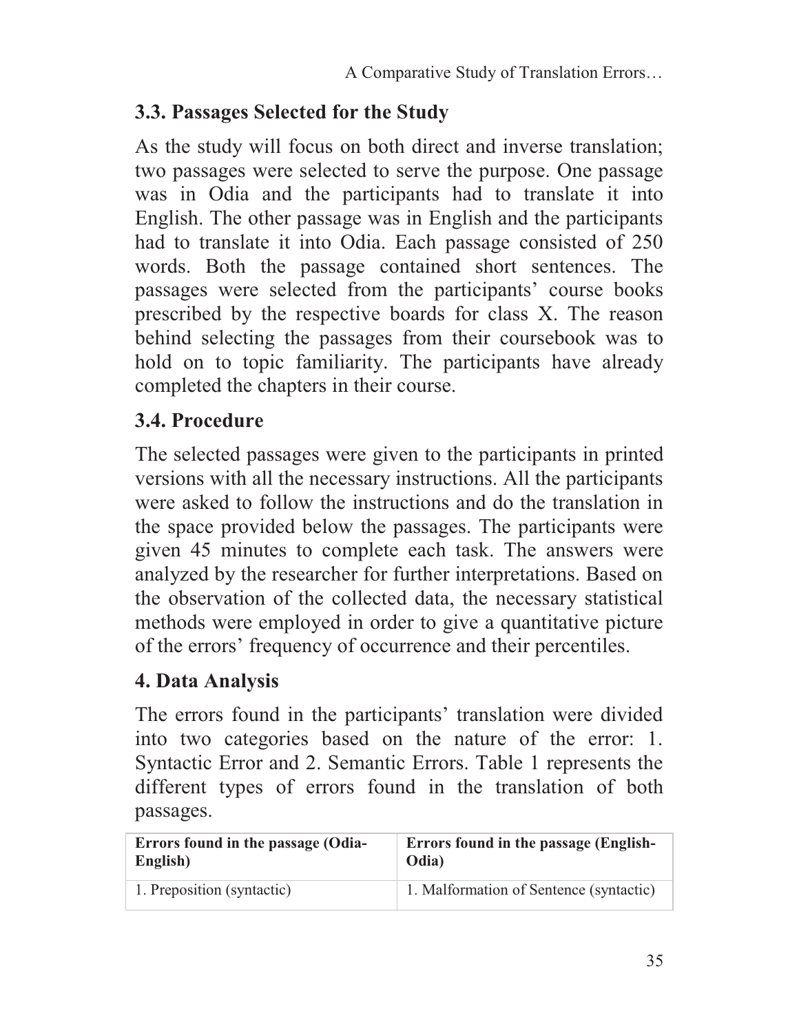## 3.3. Passages Selected for the Study

As the study will focus on both direct and inverse translation; two passages were selected to serve the purpose. One passage was in Odia and the participants had to translate it into English. The other passage was in English and the participants had to translate it into Odia. Each passage consisted of 250 words. Both the passage contained short sentences. The passages were selected from the participants' course books prescribed by the respective boards for class X. The reason behind selecting the passages from their coursebook was to hold on to topic familiarity. The participants have already completed the chapters in their course.

## 3.4. Procedure

The selected passages were given to the participants in printed versions with all the necessary instructions. All the participants were asked to follow the instructions and do the translation in the space provided below the passages. The participants were given 45 minutes to complete each task. The answers were analyzed by the researcher for further interpretations. Based on the observation of the collected data, the necessary statistical methods were employed in order to give a quantitative picture of the errors' frequency of occurrence and their percentiles.

# 4. Data Analysis

The errors found in the participants' translation were divided into two categories based on the nature of the error: 1. Syntactic Error and 2. Semantic Errors. Table 1 represents the different types of errors found in the translation of both passages.

| **Errors found in the passage (Odia-English)** | **Errors found in the passage (English-Odia)** |
| --- | --- |
| 1. Preposition (syntactic) | 1. Malformation of Sentence (syntactic) |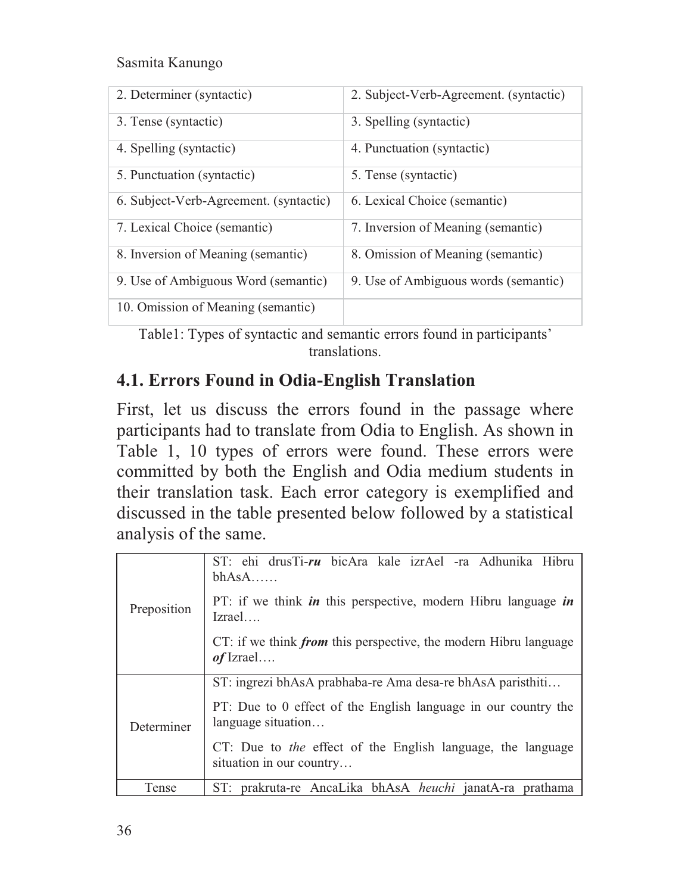| 2. Determiner (syntactic) | 2. Subject-Verb-Agreement. (syntactic) |
|---|---|
| 3. Tense (syntactic) | 3. Spelling (syntactic) |
| 4. Spelling (syntactic) | 4. Punctuation (syntactic) |
| 5. Punctuation (syntactic) | 5. Tense (syntactic) |
| 6. Subject-Verb-Agreement. (syntactic) | 6. Lexical Choice (semantic) |
| 7. Lexical Choice (semantic) | 7. Inversion of Meaning (semantic) |
| 8. Inversion of Meaning (semantic) | 8. Omission of Meaning (semantic) |
| 9. Use of Ambiguous Word (semantic) | 9. Use of Ambiguous words (semantic) |
| 10. Omission of Meaning (semantic) | |

Table1: Types of syntactic and semantic errors found in participants' translations.

## 4.1. Errors Found in Odia-English Translation

First, let us discuss the errors found in the passage where participants had to translate from Odia to English. As shown in Table 1, 10 types of errors were found. These errors were committed by both the English and Odia medium students in their translation task. Each error category is exemplified and discussed in the table presented below followed by a statistical analysis of the same.

| | |
|---|---|
| Preposition | ST: ehi drusTi-***ru*** bicAra kale izrAel -ra Adhunika Hibru bhAsA……<br><br>PT: if we think ***in*** this perspective, modern Hibru language ***in*** Izrael….<br><br>CT: if we think ***from*** this perspective, the modern Hibru language ***of*** Izrael…. |
| Determiner | ST: ingrezi bhAsA prabhaba-re Ama desa-re bhAsA paristhiti…<br><br>PT: Due to 0 effect of the English language in our country the language situation…<br><br>CT: Due to *the* effect of the English language, the language situation in our country… |
| Tense | ST: prakruta-re AncaLika bhAsA *heuchi* janatA-ra prathama |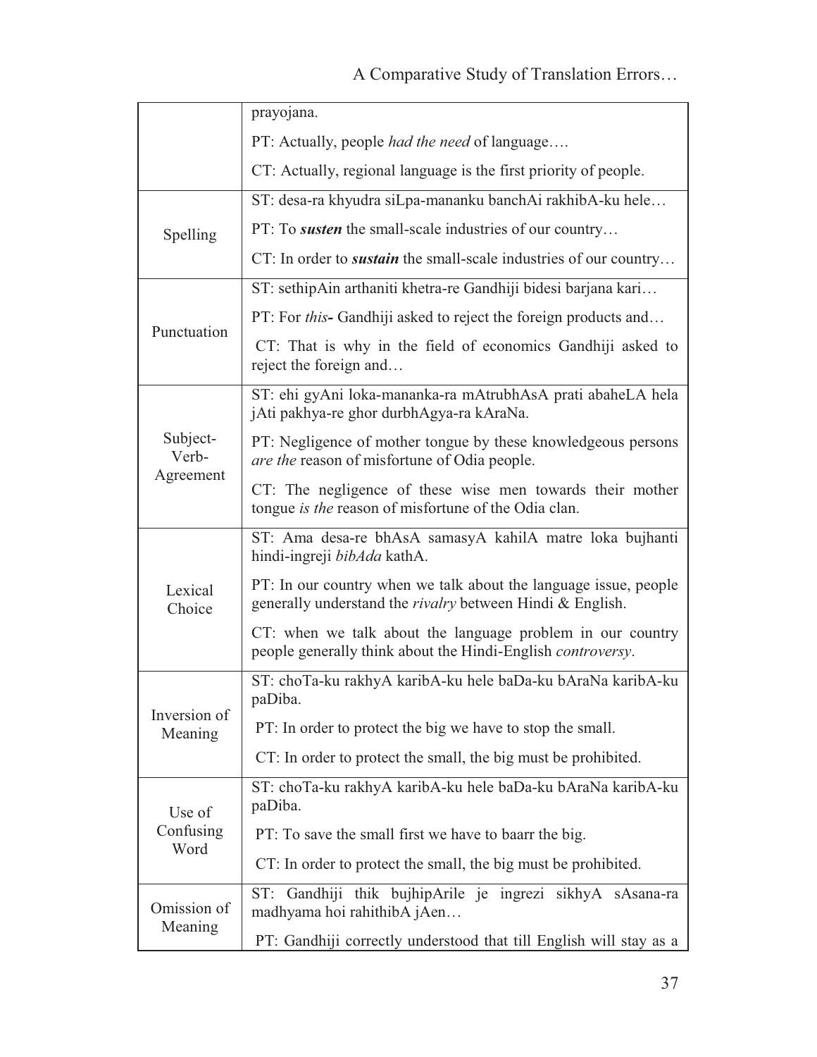| | |
|---|---|
| | prayojana.<br>PT: Actually, people *had the need* of language….<br>CT: Actually, regional language is the first priority of people. |
| Spelling | ST: desa-ra khyudra siLpa-mananku banchAi rakhibA-ku hele…<br>PT: To ***susten*** the small-scale industries of our country…<br>CT: In order to ***sustain*** the small-scale industries of our country… |
| Punctuation | ST: sethipAin arthaniti khetra-re Gandhiji bidesi barjana kari…<br>PT: For *this***-** Gandhiji asked to reject the foreign products and…<br>CT: That is why in the field of economics Gandhiji asked to reject the foreign and… |
| Subject-Verb-Agreement | ST: ehi gyAni loka-mananka-ra mAtrubhAsA prati abaheLA hela jAti pakhya-re ghor durbhAgya-ra kAraNa.<br>PT: Negligence of mother tongue by these knowledgeous persons *are the* reason of misfortune of Odia people.<br>CT: The negligence of these wise men towards their mother tongue *is the* reason of misfortune of the Odia clan. |
| Lexical Choice | ST: Ama desa-re bhAsA samasyA kahilA matre loka bujhanti hindi-ingreji *bibAda* kathA.<br>PT: In our country when we talk about the language issue, people generally understand the *rivalry* between Hindi & English.<br>CT: when we talk about the language problem in our country people generally think about the Hindi-English *controversy*. |
| Inversion of Meaning | ST: choTa-ku rakhyA karibA-ku hele baDa-ku bAraNa karibA-ku paDiba.<br>PT: In order to protect the big we have to stop the small.<br>CT: In order to protect the small, the big must be prohibited. |
| Use of Confusing Word | ST: choTa-ku rakhyA karibA-ku hele baDa-ku bAraNa karibA-ku paDiba.<br>PT: To save the small first we have to baarr the big.<br>CT: In order to protect the small, the big must be prohibited. |
| Omission of Meaning | ST: Gandhiji thik bujhipArile je ingrezi sikhyA sAsana-ra madhyama hoi rahithibA jAen…<br>PT: Gandhiji correctly understood that till English will stay as a |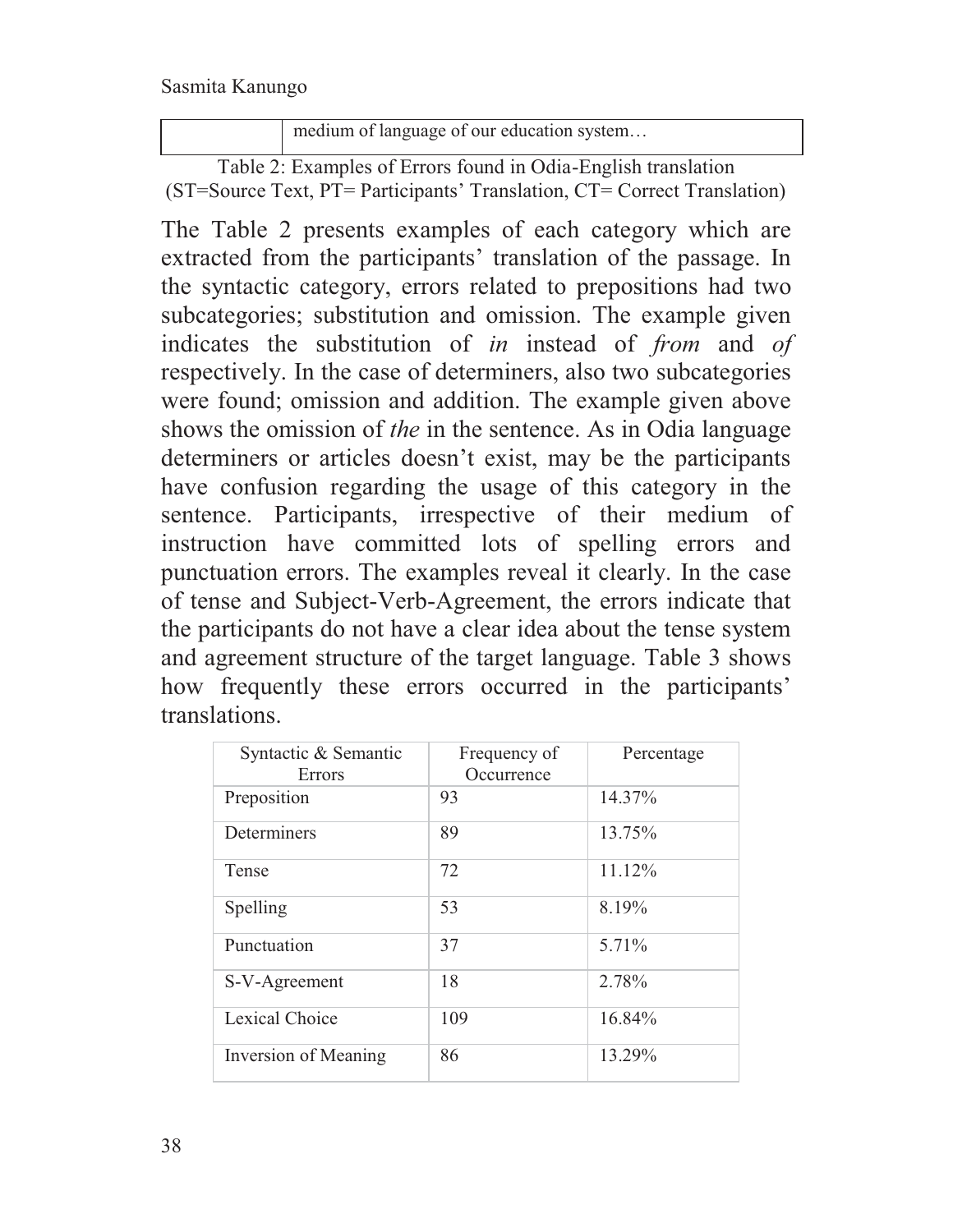| | medium of language of our education system… |
|---|---|

Table 2: Examples of Errors found in Odia-English translation (ST=Source Text, PT= Participants' Translation, CT= Correct Translation)

The Table 2 presents examples of each category which are extracted from the participants' translation of the passage. In the syntactic category, errors related to prepositions had two subcategories; substitution and omission. The example given indicates the substitution of *in* instead of *from* and *of* respectively. In the case of determiners, also two subcategories were found; omission and addition. The example given above shows the omission of *the* in the sentence. As in Odia language determiners or articles doesn't exist, may be the participants have confusion regarding the usage of this category in the sentence. Participants, irrespective of their medium of instruction have committed lots of spelling errors and punctuation errors. The examples reveal it clearly. In the case of tense and Subject-Verb-Agreement, the errors indicate that the participants do not have a clear idea about the tense system and agreement structure of the target language. Table 3 shows how frequently these errors occurred in the participants' translations.

| Syntactic & Semantic Errors | Frequency of Occurrence | Percentage |
|---|---|---|
| Preposition | 93 | 14.37% |
| Determiners | 89 | 13.75% |
| Tense | 72 | 11.12% |
| Spelling | 53 | 8.19% |
| Punctuation | 37 | 5.71% |
| S-V-Agreement | 18 | 2.78% |
| Lexical Choice | 109 | 16.84% |
| Inversion of Meaning | 86 | 13.29% |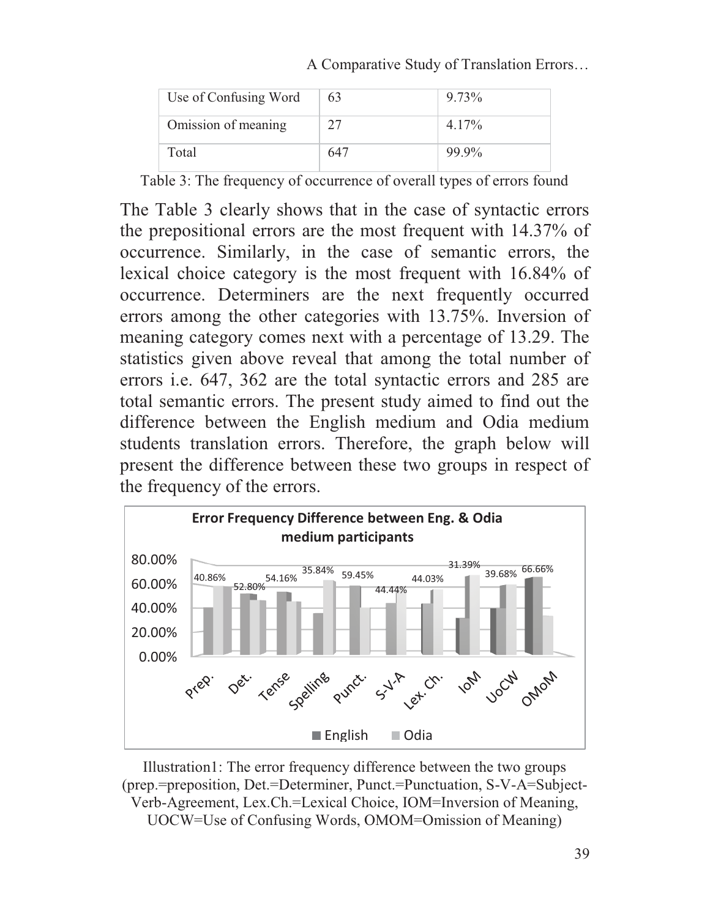| Use of Confusing Word | 63 | 9.73% |
|---|---|---|
| Omission of meaning | 27 | 4.17% |
| Total | 647 | 99.9% |

Table 3: The frequency of occurrence of overall types of errors found

The Table 3 clearly shows that in the case of syntactic errors the prepositional errors are the most frequent with 14.37% of occurrence. Similarly, in the case of semantic errors, the lexical choice category is the most frequent with 16.84% of occurrence. Determiners are the next frequently occurred errors among the other categories with 13.75%. Inversion of meaning category comes next with a percentage of 13.29. The statistics given above reveal that among the total number of errors i.e. 647, 362 are the total syntactic errors and 285 are total semantic errors. The present study aimed to find out the difference between the English medium and Odia medium students translation errors. Therefore, the graph below will present the difference between these two groups in respect of the frequency of the errors.

**Error Frequency Difference between Eng. & Odia medium participants**

| | Prep. | Det. | Tense | Spelling | Punct. | S-V-A | Lex. Ch. | IoM | UoCW | OMoM |
|---|---|---|---|---|---|---|---|---|---|---|
| English | 40.86% | 52.80% | 54.16% | 35.84% | 59.45% | 44.44% | 44.03% | 31.39% | 39.68% | 66.66% |

Illustration1: The error frequency difference between the two groups (prep.=preposition, Det.=Determiner, Punct.=Punctuation, S-V-A=Subject-Verb-Agreement, Lex.Ch.=Lexical Choice, IOM=Inversion of Meaning, UOCW=Use of Confusing Words, OMOM=Omission of Meaning)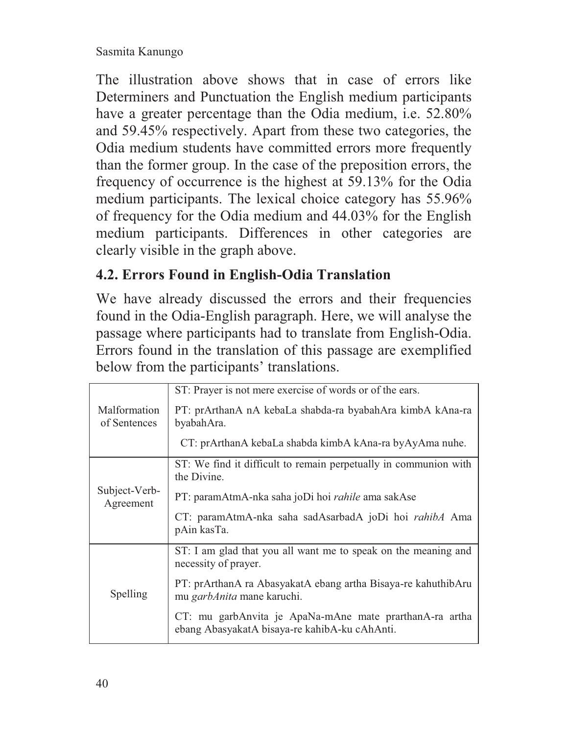The illustration above shows that in case of errors like Determiners and Punctuation the English medium participants have a greater percentage than the Odia medium, i.e. 52.80% and 59.45% respectively. Apart from these two categories, the Odia medium students have committed errors more frequently than the former group. In the case of the preposition errors, the frequency of occurrence is the highest at 59.13% for the Odia medium participants. The lexical choice category has 55.96% of frequency for the Odia medium and 44.03% for the English medium participants. Differences in other categories are clearly visible in the graph above.

## 4.2. Errors Found in English-Odia Translation

We have already discussed the errors and their frequencies found in the Odia-English paragraph. Here, we will analyse the passage where participants had to translate from English-Odia. Errors found in the translation of this passage are exemplified below from the participants' translations.

| | |
|---|---|
| Malformation of Sentences | ST: Prayer is not mere exercise of words or of the ears.<br>PT: prArthanA nA kebaLa shabda-ra byabahAra kimbA kAna-ra byabahAra.<br>CT: prArthanA kebaLa shabda kimbA kAna-ra byAyAma nuhe. |
| Subject-Verb-Agreement | ST: We find it difficult to remain perpetually in communion with the Divine.<br>PT: paramAtmA-nka saha joDi hoi *rahile* ama sakAse<br>CT: paramAtmA-nka saha sadAsarbadA joDi hoi *rahibA* Ama pAin kasTa. |
| Spelling | ST: I am glad that you all want me to speak on the meaning and necessity of prayer.<br>PT: prArthanA ra AbasyakatA ebang artha Bisaya-re kahuthibAru mu *garbAnita* mane karuchi.<br>CT: mu garbAnvita je ApaNa-mAne mate prarthanA-ra artha ebang AbasyakatA bisaya-re kahibA-ku cAhAnti. |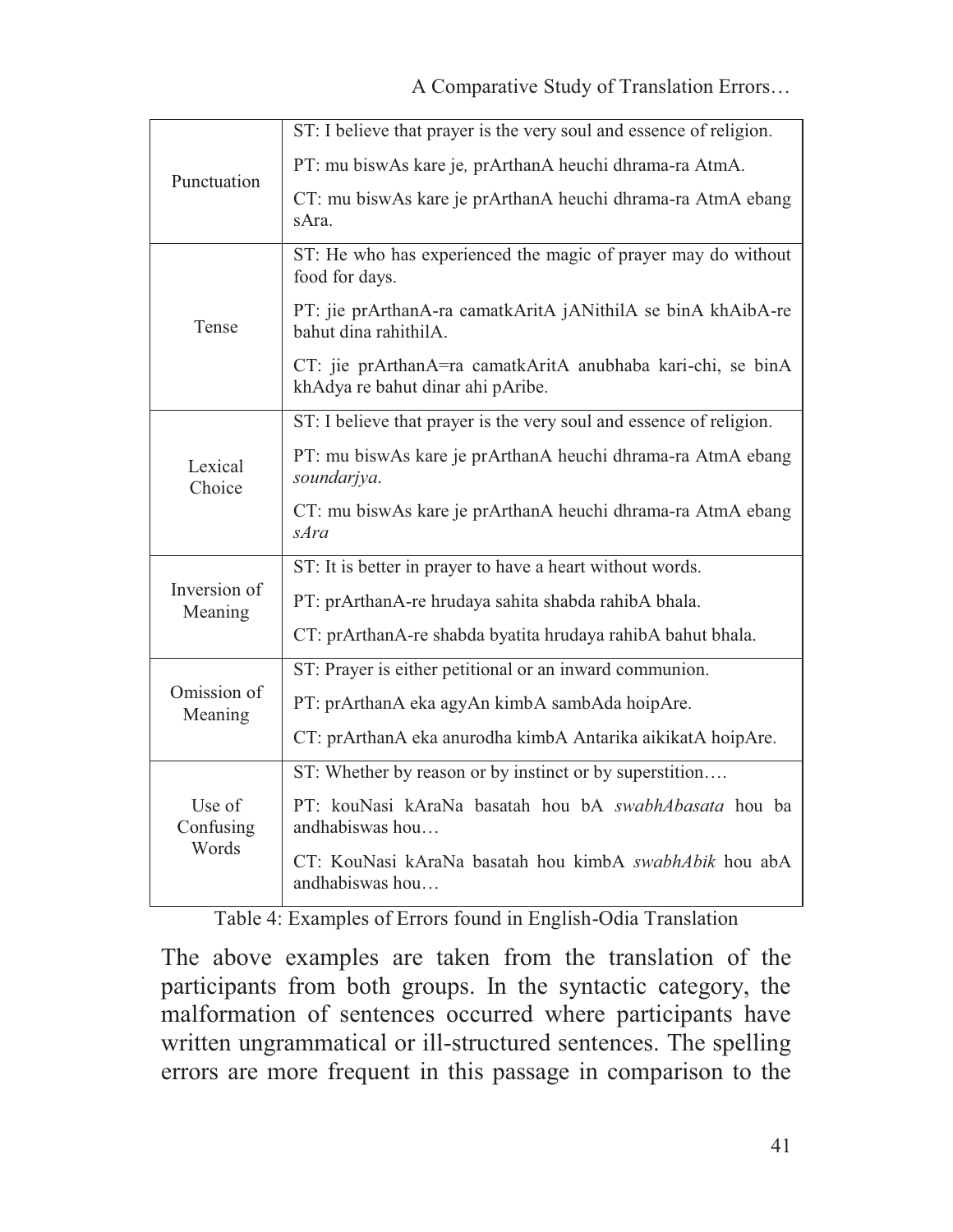| | |
|---|---|
| Punctuation | ST: I believe that prayer is the very soul and essence of religion.<br>PT: mu biswAs kare je, prArthanA heuchi dhrama-ra AtmA.<br>CT: mu biswAs kare je prArthanA heuchi dhrama-ra AtmA ebang sAra. |
| Tense | ST: He who has experienced the magic of prayer may do without food for days.<br>PT: jie prArthanA-ra camatkAritA jANithilA se binA khAibA-re bahut dina rahithilA.<br>CT: jie prArthanA=ra camatkAritA anubhaba kari-chi, se binA khAdya re bahut dinar ahi pAribe. |
| Lexical Choice | ST: I believe that prayer is the very soul and essence of religion.<br>PT: mu biswAs kare je prArthanA heuchi dhrama-ra AtmA ebang *soundarjya*.<br>CT: mu biswAs kare je prArthanA heuchi dhrama-ra AtmA ebang *sAra* |
| Inversion of Meaning | ST: It is better in prayer to have a heart without words.<br>PT: prArthanA-re hrudaya sahita shabda rahibA bhala.<br>CT: prArthanA-re shabda byatita hrudaya rahibA bahut bhala. |
| Omission of Meaning | ST: Prayer is either petitional or an inward communion.<br>PT: prArthanA eka agyAn kimbA sambAda hoipAre.<br>CT: prArthanA eka anurodha kimbA Antarika aikikatA hoipAre. |
| Use of Confusing Words | ST: Whether by reason or by instinct or by superstition….<br>PT: kouNasi kAraNa basatah hou bA *swabhAbasata* hou ba andhabiswas hou…<br>CT: KouNasi kAraNa basatah hou kimbA *swabhAbik* hou abA andhabiswas hou… |

Table 4: Examples of Errors found in English-Odia Translation

The above examples are taken from the translation of the participants from both groups. In the syntactic category, the malformation of sentences occurred where participants have written ungrammatical or ill-structured sentences. The spelling errors are more frequent in this passage in comparison to the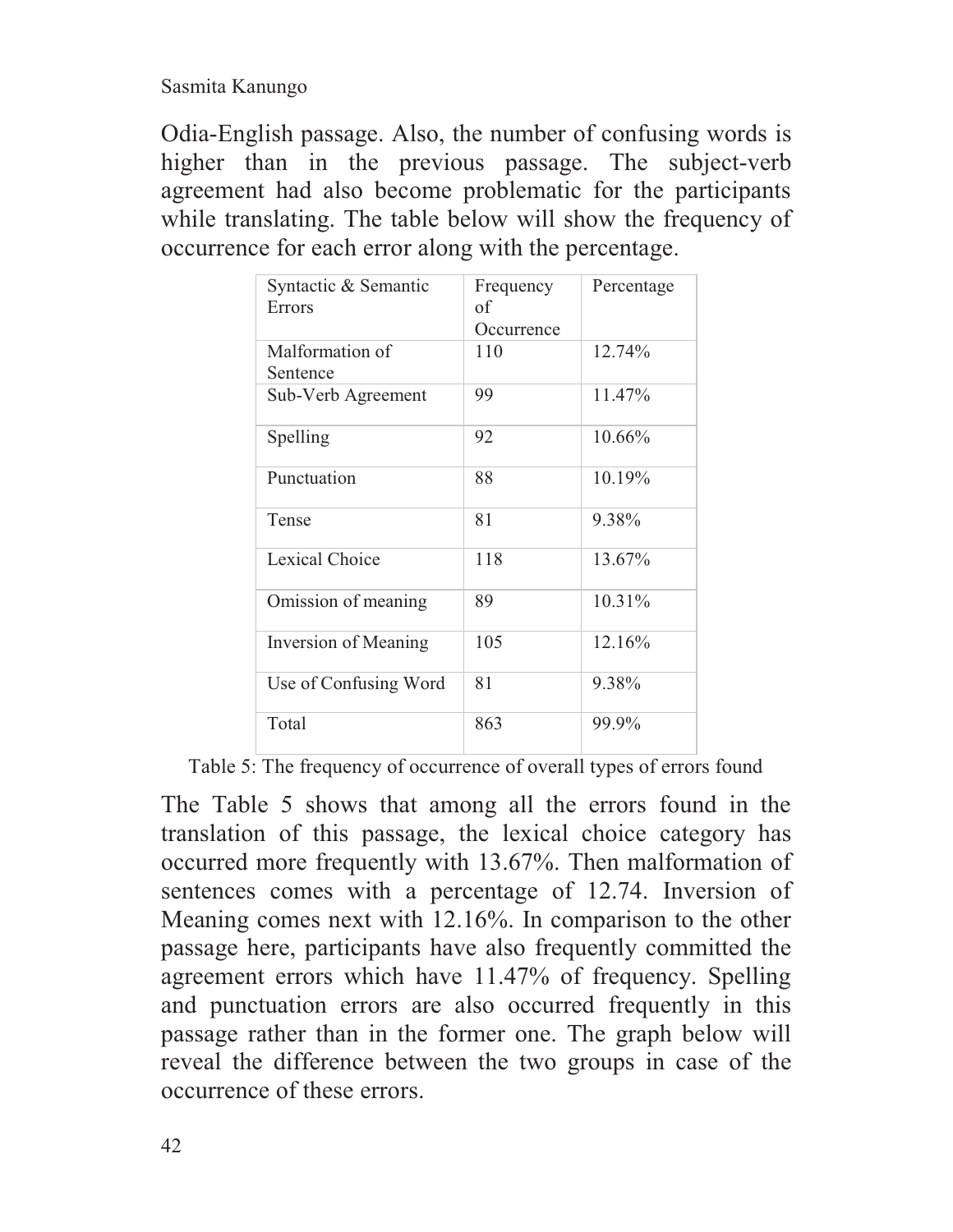Odia-English passage. Also, the number of confusing words is higher than in the previous passage. The subject-verb agreement had also become problematic for the participants while translating. The table below will show the frequency of occurrence for each error along with the percentage.

| Syntactic & Semantic Errors | Frequency of Occurrence | Percentage |
|---|---|---|
| Malformation of Sentence | 110 | 12.74% |
| Sub-Verb Agreement | 99 | 11.47% |
| Spelling | 92 | 10.66% |
| Punctuation | 88 | 10.19% |
| Tense | 81 | 9.38% |
| Lexical Choice | 118 | 13.67% |
| Omission of meaning | 89 | 10.31% |
| Inversion of Meaning | 105 | 12.16% |
| Use of Confusing Word | 81 | 9.38% |
| Total | 863 | 99.9% |

Table 5: The frequency of occurrence of overall types of errors found

The Table 5 shows that among all the errors found in the translation of this passage, the lexical choice category has occurred more frequently with 13.67%. Then malformation of sentences comes with a percentage of 12.74. Inversion of Meaning comes next with 12.16%. In comparison to the other passage here, participants have also frequently committed the agreement errors which have 11.47% of frequency. Spelling and punctuation errors are also occurred frequently in this passage rather than in the former one. The graph below will reveal the difference between the two groups in case of the occurrence of these errors.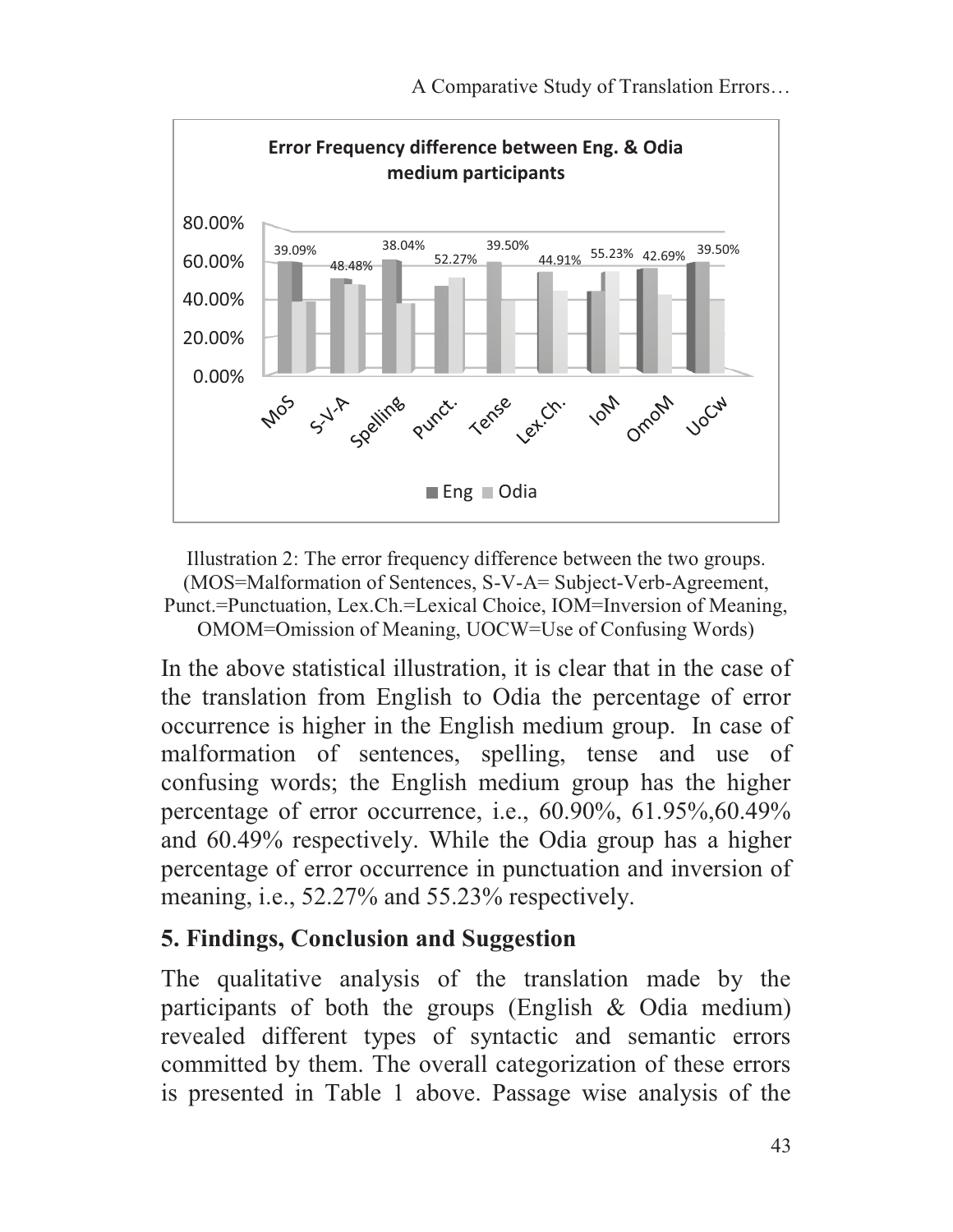Illustration 2: The error frequency difference between the two groups. (MOS=Malformation of Sentences, S-V-A= Subject-Verb-Agreement, Punct.=Punctuation, Lex.Ch.=Lexical Choice, IOM=Inversion of Meaning, OMOM=Omission of Meaning, UOCW=Use of Confusing Words)

In the above statistical illustration, it is clear that in the case of the translation from English to Odia the percentage of error occurrence is higher in the English medium group. In case of malformation of sentences, spelling, tense and use of confusing words; the English medium group has the higher percentage of error occurrence, i.e., 60.90%, 61.95%,60.49% and 60.49% respectively. While the Odia group has a higher percentage of error occurrence in punctuation and inversion of meaning, i.e., 52.27% and 55.23% respectively.

## 5. Findings, Conclusion and Suggestion

The qualitative analysis of the translation made by the participants of both the groups (English & Odia medium) revealed different types of syntactic and semantic errors committed by them. The overall categorization of these errors is presented in Table 1 above. Passage wise analysis of the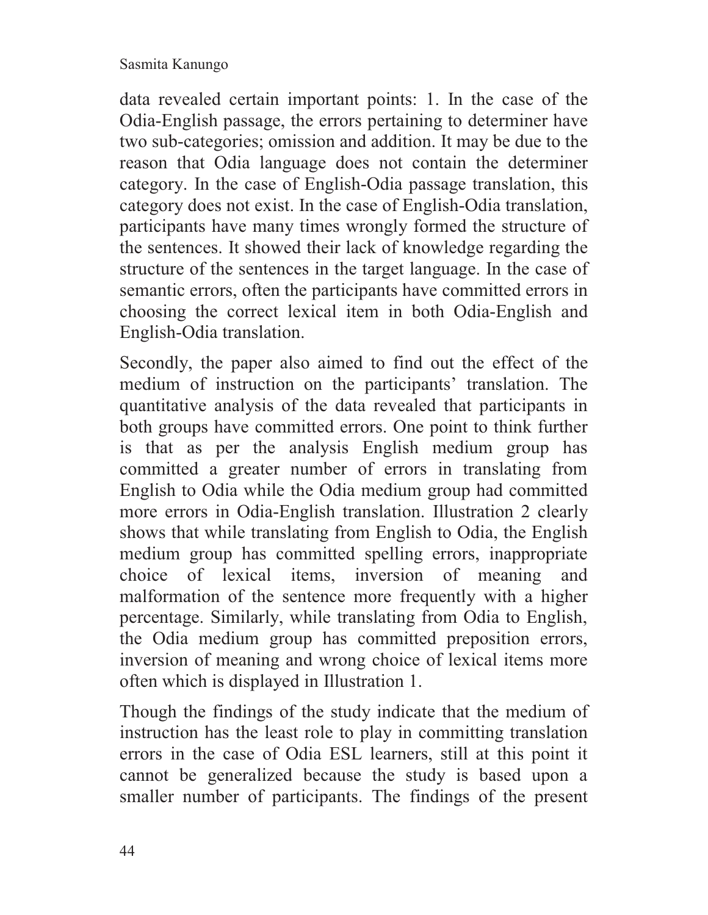data revealed certain important points: 1. In the case of the Odia-English passage, the errors pertaining to determiner have two sub-categories; omission and addition. It may be due to the reason that Odia language does not contain the determiner category. In the case of English-Odia passage translation, this category does not exist. In the case of English-Odia translation, participants have many times wrongly formed the structure of the sentences. It showed their lack of knowledge regarding the structure of the sentences in the target language. In the case of semantic errors, often the participants have committed errors in choosing the correct lexical item in both Odia-English and English-Odia translation.

Secondly, the paper also aimed to find out the effect of the medium of instruction on the participants' translation. The quantitative analysis of the data revealed that participants in both groups have committed errors. One point to think further is that as per the analysis English medium group has committed a greater number of errors in translating from English to Odia while the Odia medium group had committed more errors in Odia-English translation. Illustration 2 clearly shows that while translating from English to Odia, the English medium group has committed spelling errors, inappropriate choice of lexical items, inversion of meaning and malformation of the sentence more frequently with a higher percentage. Similarly, while translating from Odia to English, the Odia medium group has committed preposition errors, inversion of meaning and wrong choice of lexical items more often which is displayed in Illustration 1.

Though the findings of the study indicate that the medium of instruction has the least role to play in committing translation errors in the case of Odia ESL learners, still at this point it cannot be generalized because the study is based upon a smaller number of participants. The findings of the present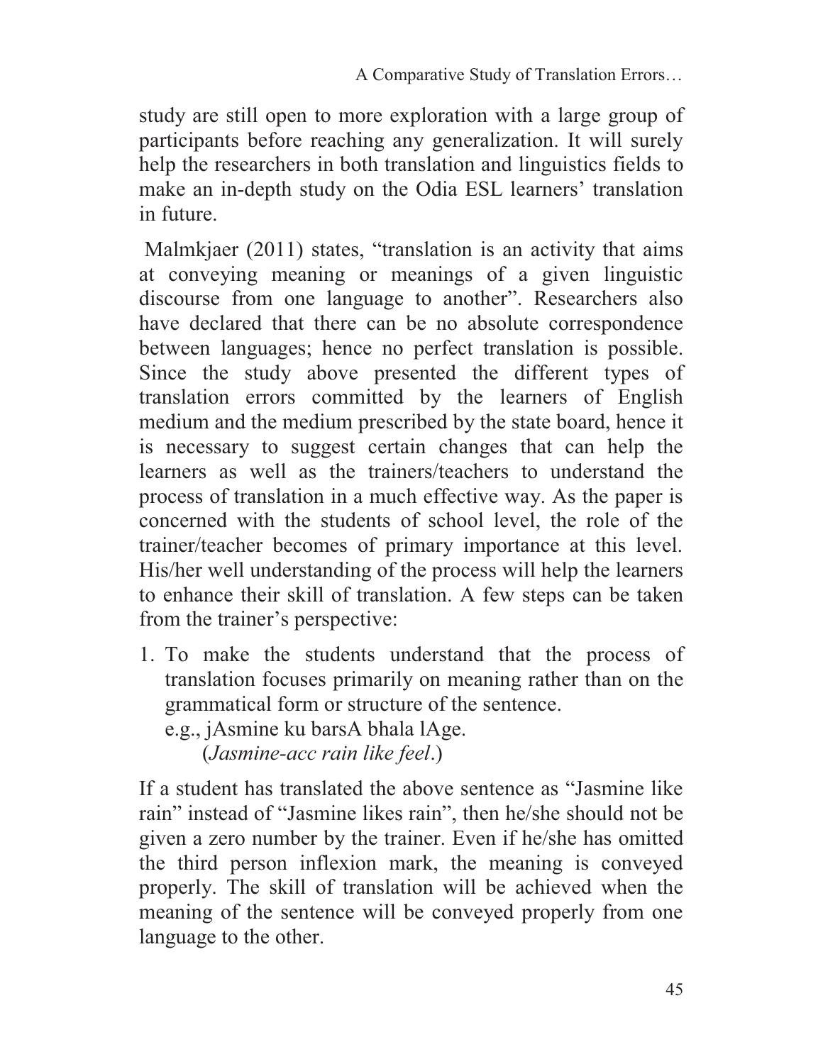study are still open to more exploration with a large group of participants before reaching any generalization. It will surely help the researchers in both translation and linguistics fields to make an in-depth study on the Odia ESL learners' translation in future.

Malmkjaer (2011) states, "translation is an activity that aims at conveying meaning or meanings of a given linguistic discourse from one language to another". Researchers also have declared that there can be no absolute correspondence between languages; hence no perfect translation is possible. Since the study above presented the different types of translation errors committed by the learners of English medium and the medium prescribed by the state board, hence it is necessary to suggest certain changes that can help the learners as well as the trainers/teachers to understand the process of translation in a much effective way. As the paper is concerned with the students of school level, the role of the trainer/teacher becomes of primary importance at this level. His/her well understanding of the process will help the learners to enhance their skill of translation. A few steps can be taken from the trainer's perspective:

1. To make the students understand that the process of translation focuses primarily on meaning rather than on the grammatical form or structure of the sentence.

   e.g., jAsmine ku barsA bhala lAge.

   (*Jasmine-acc rain like feel*.)

If a student has translated the above sentence as "Jasmine like rain" instead of "Jasmine likes rain", then he/she should not be given a zero number by the trainer. Even if he/she has omitted the third person inflexion mark, the meaning is conveyed properly. The skill of translation will be achieved when the meaning of the sentence will be conveyed properly from one language to the other.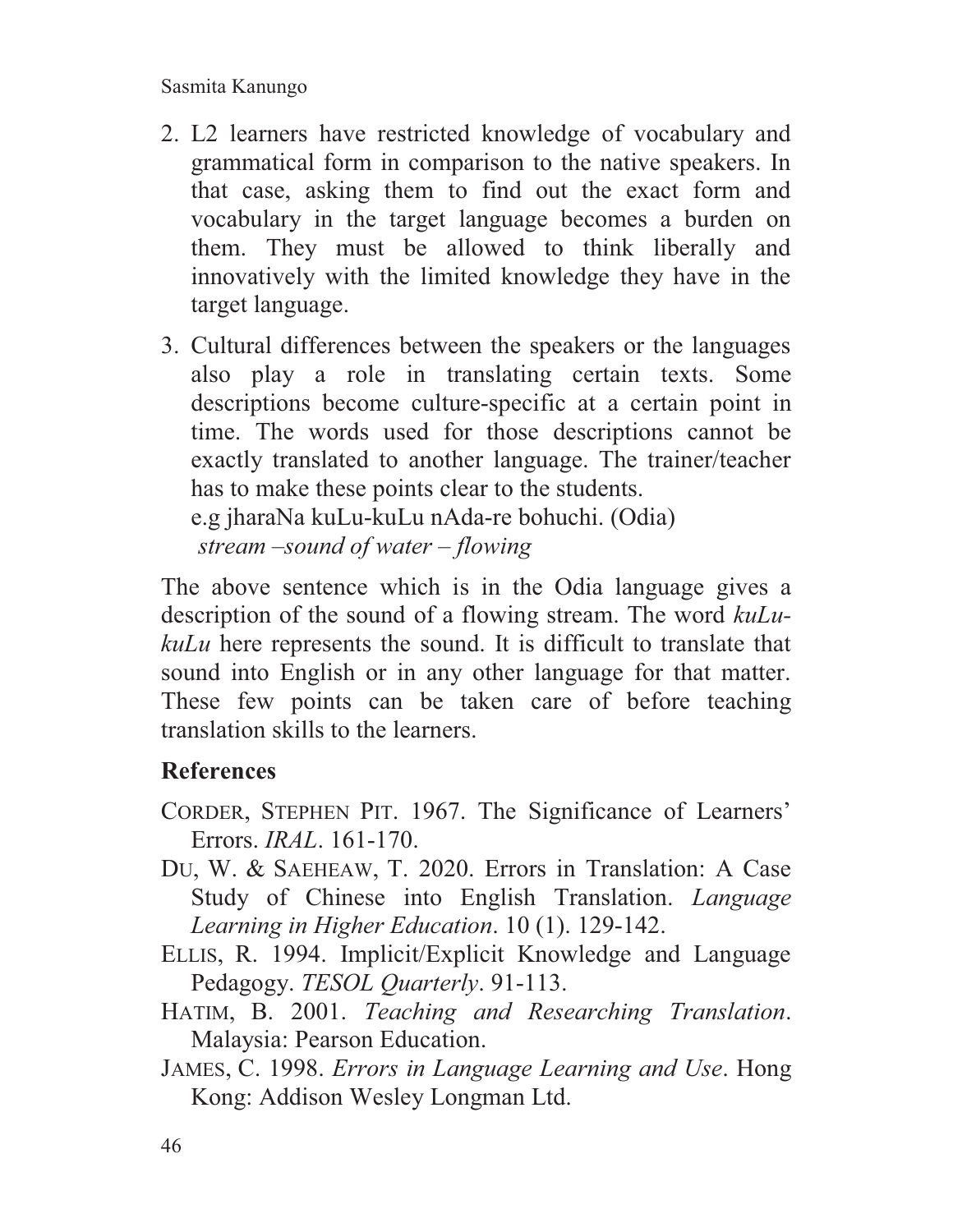2. L2 learners have restricted knowledge of vocabulary and grammatical form in comparison to the native speakers. In that case, asking them to find out the exact form and vocabulary in the target language becomes a burden on them. They must be allowed to think liberally and innovatively with the limited knowledge they have in the target language.

3. Cultural differences between the speakers or the languages also play a role in translating certain texts. Some descriptions become culture-specific at a certain point in time. The words used for those descriptions cannot be exactly translated to another language. The trainer/teacher has to make these points clear to the students.
   e.g jharaNa kuLu-kuLu nAda-re bohuchi. (Odia)
   *stream –sound of water – flowing*

The above sentence which is in the Odia language gives a description of the sound of a flowing stream. The word *kuLu-kuLu* here represents the sound. It is difficult to translate that sound into English or in any other language for that matter. These few points can be taken care of before teaching translation skills to the learners.

## References

CORDER, STEPHEN PIT. 1967. The Significance of Learners' Errors. *IRAL*. 161-170.

DU, W. & SAEHEAW, T. 2020. Errors in Translation: A Case Study of Chinese into English Translation. *Language Learning in Higher Education*. 10 (1). 129-142.

ELLIS, R. 1994. Implicit/Explicit Knowledge and Language Pedagogy. *TESOL Quarterly*. 91-113.

HATIM, B. 2001. *Teaching and Researching Translation*. Malaysia: Pearson Education.

JAMES, C. 1998. *Errors in Language Learning and Use*. Hong Kong: Addison Wesley Longman Ltd.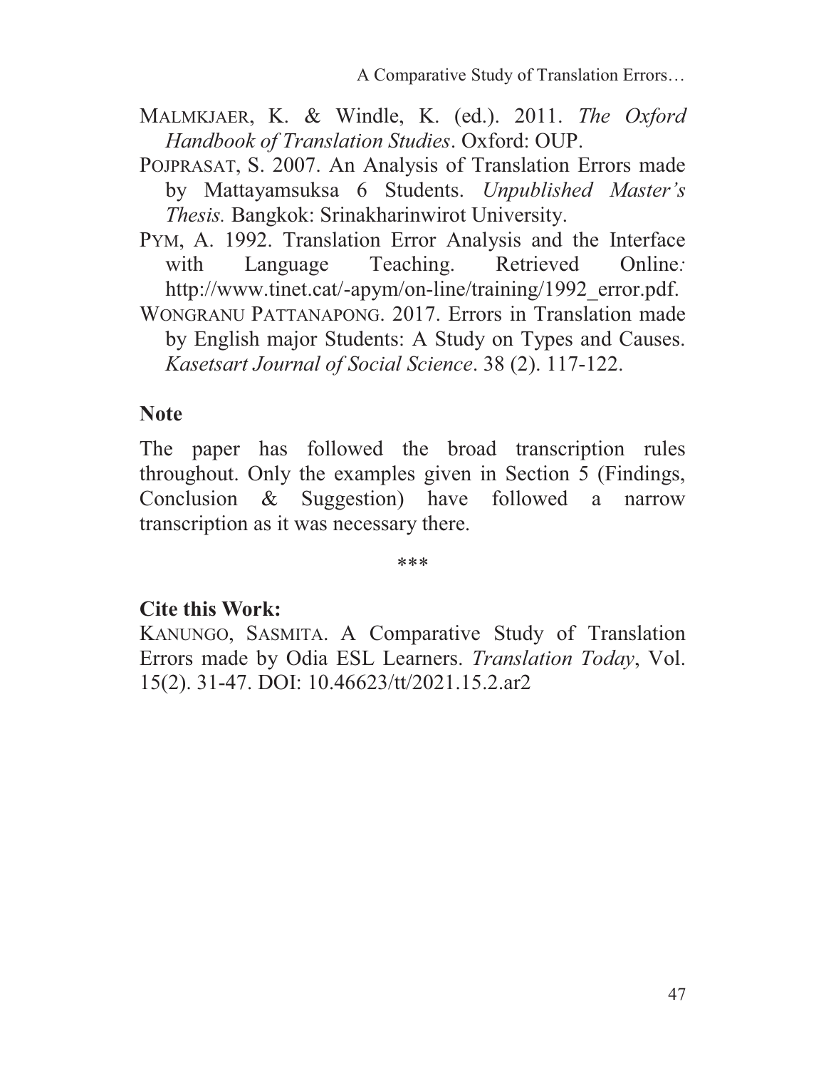MALMKJAER, K. & Windle, K. (ed.). 2011. *The Oxford Handbook of Translation Studies*. Oxford: OUP.

POJPRASAT, S. 2007. An Analysis of Translation Errors made by Mattayamsuksa 6 Students. *Unpublished Master's Thesis.* Bangkok: Srinakharinwirot University.

PYM, A. 1992. Translation Error Analysis and the Interface with Language Teaching. Retrieved Online*:* http://www.tinet.cat/-apym/on-line/training/1992_error.pdf.

WONGRANU PATTANAPONG. 2017. Errors in Translation made by English major Students: A Study on Types and Causes. *Kasetsart Journal of Social Science*. 38 (2). 117-122.

## Note

The paper has followed the broad transcription rules throughout. Only the examples given in Section 5 (Findings, Conclusion & Suggestion) have followed a narrow transcription as it was necessary there.

***

**Cite this Work:**

KANUNGO, SASMITA. A Comparative Study of Translation Errors made by Odia ESL Learners. *Translation Today*, Vol. 15(2). 31-47. DOI: 10.46623/tt/2021.15.2.ar2